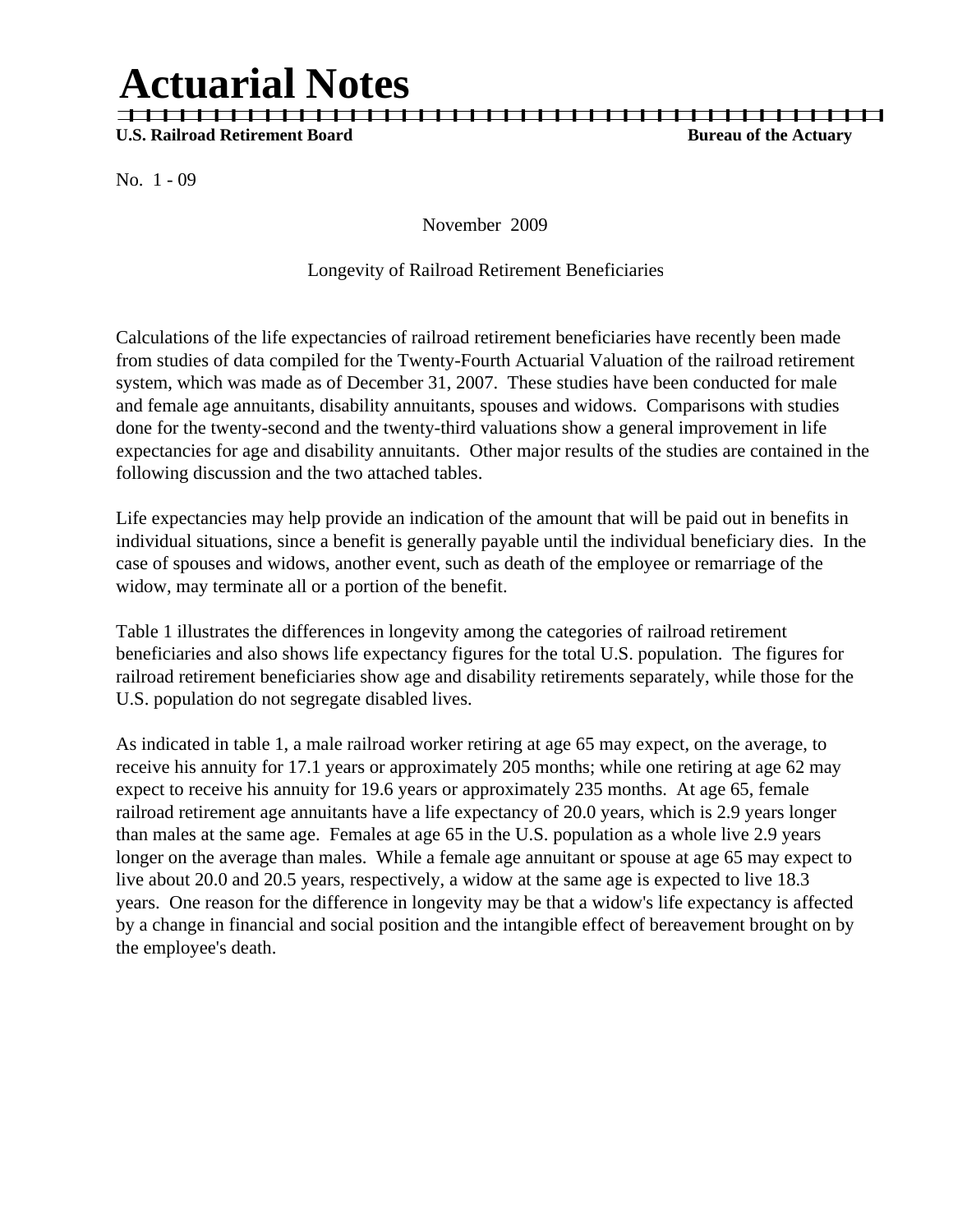# Actuarial Notes

**U.S. Railroad Retirement Board** **Bureau of the Actuary**

No. 1 - 09

November 2009

Longevity of Railroad Retirement Beneficiaries

Calculations of the life expectancies of railroad retirement beneficiaries have recently been made from studies of data compiled for the Twenty-Fourth Actuarial Valuation of the railroad retirement system, which was made as of December 31, 2007. These studies have been conducted for male and female age annuitants, disability annuitants, spouses and widows. Comparisons with studies done for the twenty-second and the twenty-third valuations show a general improvement in life expectancies for age and disability annuitants. Other major results of the studies are contained in the following discussion and the two attached tables.

Life expectancies may help provide an indication of the amount that will be paid out in benefits in individual situations, since a benefit is generally payable until the individual beneficiary dies. In the case of spouses and widows, another event, such as death of the employee or remarriage of the widow, may terminate all or a portion of the benefit.

Table 1 illustrates the differences in longevity among the categories of railroad retirement beneficiaries and also shows life expectancy figures for the total U.S. population. The figures for railroad retirement beneficiaries show age and disability retirements separately, while those for the U.S. population do not segregate disabled lives.

As indicated in table 1, a male railroad worker retiring at age 65 may expect, on the average, to receive his annuity for 17.1 years or approximately 205 months; while one retiring at age 62 may expect to receive his annuity for 19.6 years or approximately 235 months. At age 65, female railroad retirement age annuitants have a life expectancy of 20.0 years, which is 2.9 years longer than males at the same age. Females at age 65 in the U.S. population as a whole live 2.9 years longer on the average than males. While a female age annuitant or spouse at age 65 may expect to live about 20.0 and 20.5 years, respectively, a widow at the same age is expected to live 18.3 years. One reason for the difference in longevity may be that a widow's life expectancy is affected by a change in financial and social position and the intangible effect of bereavement brought on by the employee's death.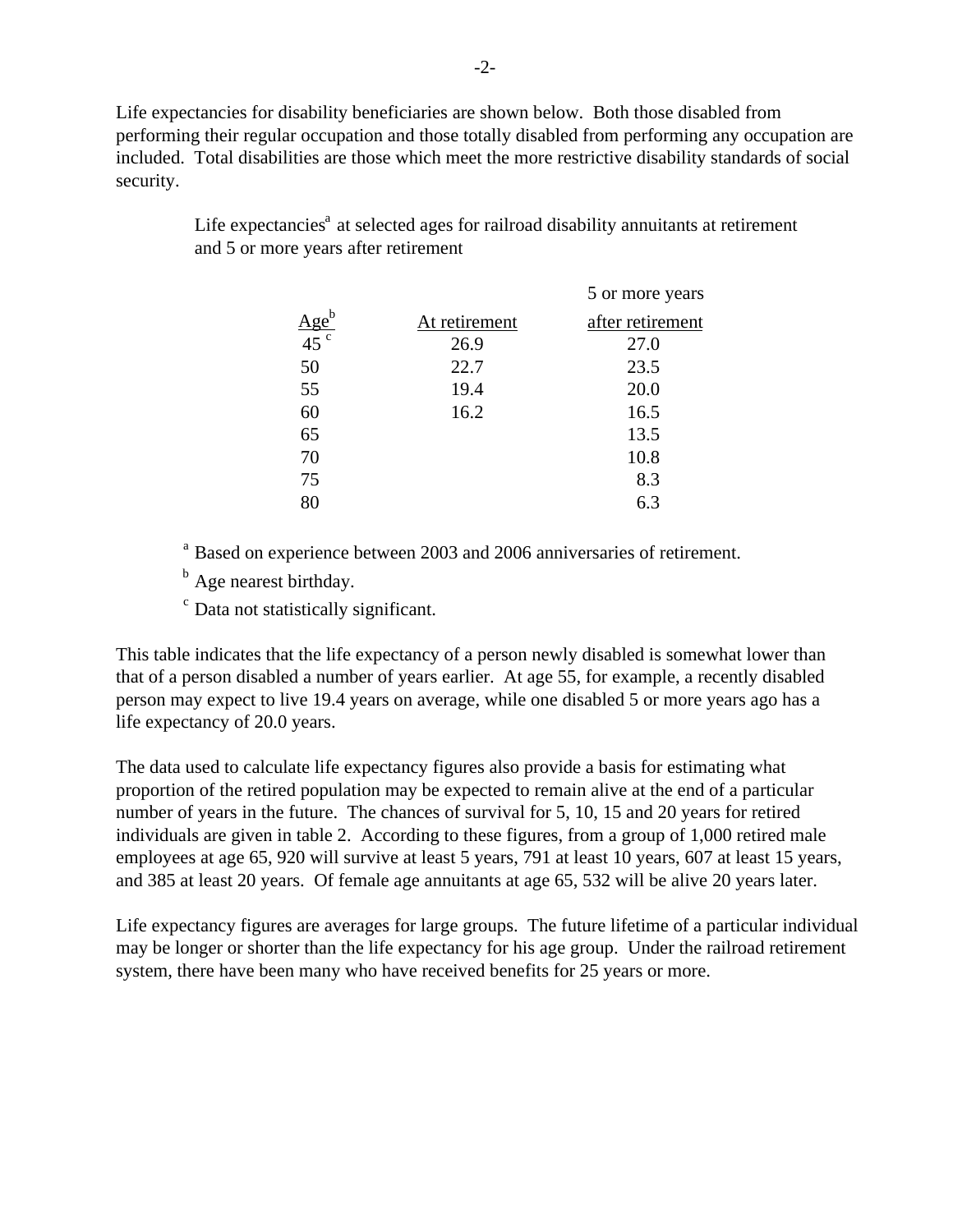Life expectancies for disability beneficiaries are shown below. Both those disabled from performing their regular occupation and those totally disabled from performing any occupation are included. Total disabilities are those which meet the more restrictive disability standards of social security.

Life expectancies[a] at selected ages for railroad disability annuitants at retirement and 5 or more years after retirement

| Age[b] | At retirement | 5 or more years after retirement |
|---|---|---|
| 45 [c] | 26.9 | 27.0 |
| 50 | 22.7 | 23.5 |
| 55 | 19.4 | 20.0 |
| 60 | 16.2 | 16.5 |
| 65 | | 13.5 |
| 70 | | 10.8 |
| 75 | | 8.3 |
| 80 | | 6.3 |

[a] Based on experience between 2003 and 2006 anniversaries of retirement.

[b] Age nearest birthday.

[c] Data not statistically significant.

This table indicates that the life expectancy of a person newly disabled is somewhat lower than that of a person disabled a number of years earlier. At age 55, for example, a recently disabled person may expect to live 19.4 years on average, while one disabled 5 or more years ago has a life expectancy of 20.0 years.

The data used to calculate life expectancy figures also provide a basis for estimating what proportion of the retired population may be expected to remain alive at the end of a particular number of years in the future. The chances of survival for 5, 10, 15 and 20 years for retired individuals are given in table 2. According to these figures, from a group of 1,000 retired male employees at age 65, 920 will survive at least 5 years, 791 at least 10 years, 607 at least 15 years, and 385 at least 20 years. Of female age annuitants at age 65, 532 will be alive 20 years later.

Life expectancy figures are averages for large groups. The future lifetime of a particular individual may be longer or shorter than the life expectancy for his age group. Under the railroad retirement system, there have been many who have received benefits for 25 years or more.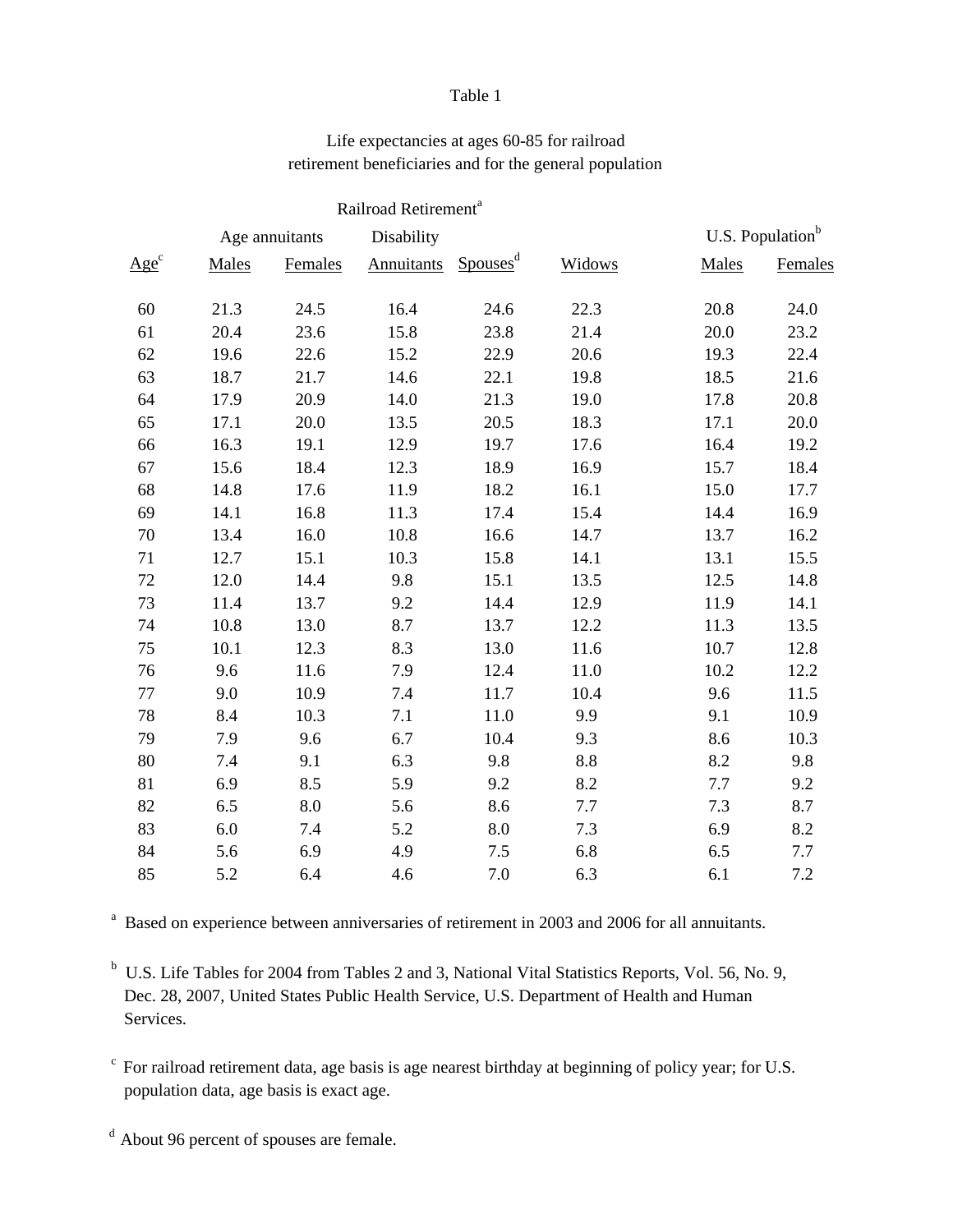Table 1

Life expectancies at ages 60-85 for railroad retirement beneficiaries and for the general population

| | Railroad Retirement[a] | | | | | U.S. Population[b] | |
|---|---|---|---|---|---|---|---|
| | Age annuitants | | Disability | | | | |
| Age[c] | Males | Females | Annuitants | Spouses[d] | Widows | Males | Females |
| 60 | 21.3 | 24.5 | 16.4 | 24.6 | 22.3 | 20.8 | 24.0 |
| 61 | 20.4 | 23.6 | 15.8 | 23.8 | 21.4 | 20.0 | 23.2 |
| 62 | 19.6 | 22.6 | 15.2 | 22.9 | 20.6 | 19.3 | 22.4 |
| 63 | 18.7 | 21.7 | 14.6 | 22.1 | 19.8 | 18.5 | 21.6 |
| 64 | 17.9 | 20.9 | 14.0 | 21.3 | 19.0 | 17.8 | 20.8 |
| 65 | 17.1 | 20.0 | 13.5 | 20.5 | 18.3 | 17.1 | 20.0 |
| 66 | 16.3 | 19.1 | 12.9 | 19.7 | 17.6 | 16.4 | 19.2 |
| 67 | 15.6 | 18.4 | 12.3 | 18.9 | 16.9 | 15.7 | 18.4 |
| 68 | 14.8 | 17.6 | 11.9 | 18.2 | 16.1 | 15.0 | 17.7 |
| 69 | 14.1 | 16.8 | 11.3 | 17.4 | 15.4 | 14.4 | 16.9 |
| 70 | 13.4 | 16.0 | 10.8 | 16.6 | 14.7 | 13.7 | 16.2 |
| 71 | 12.7 | 15.1 | 10.3 | 15.8 | 14.1 | 13.1 | 15.5 |
| 72 | 12.0 | 14.4 | 9.8 | 15.1 | 13.5 | 12.5 | 14.8 |
| 73 | 11.4 | 13.7 | 9.2 | 14.4 | 12.9 | 11.9 | 14.1 |
| 74 | 10.8 | 13.0 | 8.7 | 13.7 | 12.2 | 11.3 | 13.5 |
| 75 | 10.1 | 12.3 | 8.3 | 13.0 | 11.6 | 10.7 | 12.8 |
| 76 | 9.6 | 11.6 | 7.9 | 12.4 | 11.0 | 10.2 | 12.2 |
| 77 | 9.0 | 10.9 | 7.4 | 11.7 | 10.4 | 9.6 | 11.5 |
| 78 | 8.4 | 10.3 | 7.1 | 11.0 | 9.9 | 9.1 | 10.9 |
| 79 | 7.9 | 9.6 | 6.7 | 10.4 | 9.3 | 8.6 | 10.3 |
| 80 | 7.4 | 9.1 | 6.3 | 9.8 | 8.8 | 8.2 | 9.8 |
| 81 | 6.9 | 8.5 | 5.9 | 9.2 | 8.2 | 7.7 | 9.2 |
| 82 | 6.5 | 8.0 | 5.6 | 8.6 | 7.7 | 7.3 | 8.7 |
| 83 | 6.0 | 7.4 | 5.2 | 8.0 | 7.3 | 6.9 | 8.2 |
| 84 | 5.6 | 6.9 | 4.9 | 7.5 | 6.8 | 6.5 | 7.7 |
| 85 | 5.2 | 6.4 | 4.6 | 7.0 | 6.3 | 6.1 | 7.2 |

[a] Based on experience between anniversaries of retirement in 2003 and 2006 for all annuitants.

[b] U.S. Life Tables for 2004 from Tables 2 and 3, National Vital Statistics Reports, Vol. 56, No. 9, Dec. 28, 2007, United States Public Health Service, U.S. Department of Health and Human Services.

[c] For railroad retirement data, age basis is age nearest birthday at beginning of policy year; for U.S. population data, age basis is exact age.

[d] About 96 percent of spouses are female.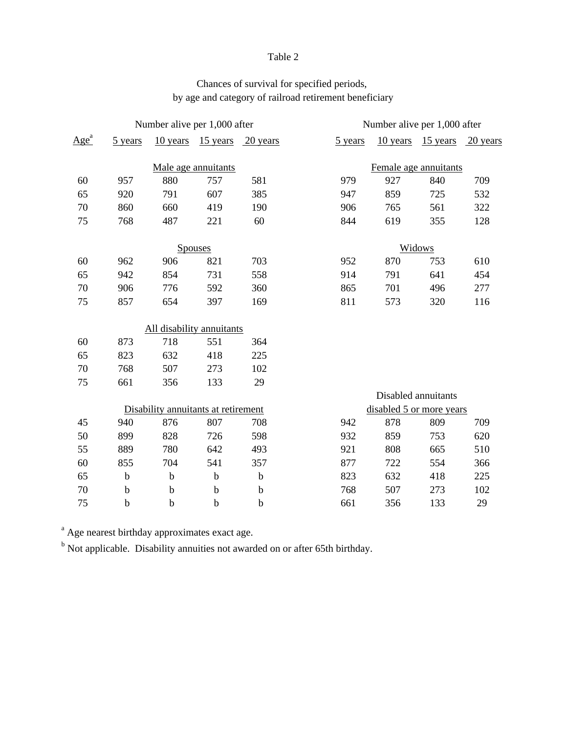# Table 2

Chances of survival for specified periods, by age and category of railroad retirement beneficiary

| Age[a] | Number alive per 1,000 after | | | | Number alive per 1,000 after | | | |
|---|---|---|---|---|---|---|---|---|
| | 5 years | 10 years | 15 years | 20 years | 5 years | 10 years | 15 years | 20 years |
| | Male age annuitants | | | | Female age annuitants | | | |
| 60 | 957 | 880 | 757 | 581 | 979 | 927 | 840 | 709 |
| 65 | 920 | 791 | 607 | 385 | 947 | 859 | 725 | 532 |
| 70 | 860 | 660 | 419 | 190 | 906 | 765 | 561 | 322 |
| 75 | 768 | 487 | 221 | 60 | 844 | 619 | 355 | 128 |
| | Spouses | | | | Widows | | | |
| 60 | 962 | 906 | 821 | 703 | 952 | 870 | 753 | 610 |
| 65 | 942 | 854 | 731 | 558 | 914 | 791 | 641 | 454 |
| 70 | 906 | 776 | 592 | 360 | 865 | 701 | 496 | 277 |
| 75 | 857 | 654 | 397 | 169 | 811 | 573 | 320 | 116 |
| | All disability annuitants | | | | | | | |
| 60 | 873 | 718 | 551 | 364 | | | | |
| 65 | 823 | 632 | 418 | 225 | | | | |
| 70 | 768 | 507 | 273 | 102 | | | | |
| 75 | 661 | 356 | 133 | 29 | | | | |
| | Disability annuitants at retirement | | | | Disabled annuitants disabled 5 or more years | | | |
| 45 | 940 | 876 | 807 | 708 | 942 | 878 | 809 | 709 |
| 50 | 899 | 828 | 726 | 598 | 932 | 859 | 753 | 620 |
| 55 | 889 | 780 | 642 | 493 | 921 | 808 | 665 | 510 |
| 60 | 855 | 704 | 541 | 357 | 877 | 722 | 554 | 366 |
| 65 | b | b | b | b | 823 | 632 | 418 | 225 |
| 70 | b | b | b | b | 768 | 507 | 273 | 102 |
| 75 | b | b | b | b | 661 | 356 | 133 | 29 |

[a] Age nearest birthday approximates exact age.

[b] Not applicable. Disability annuities not awarded on or after 65th birthday.